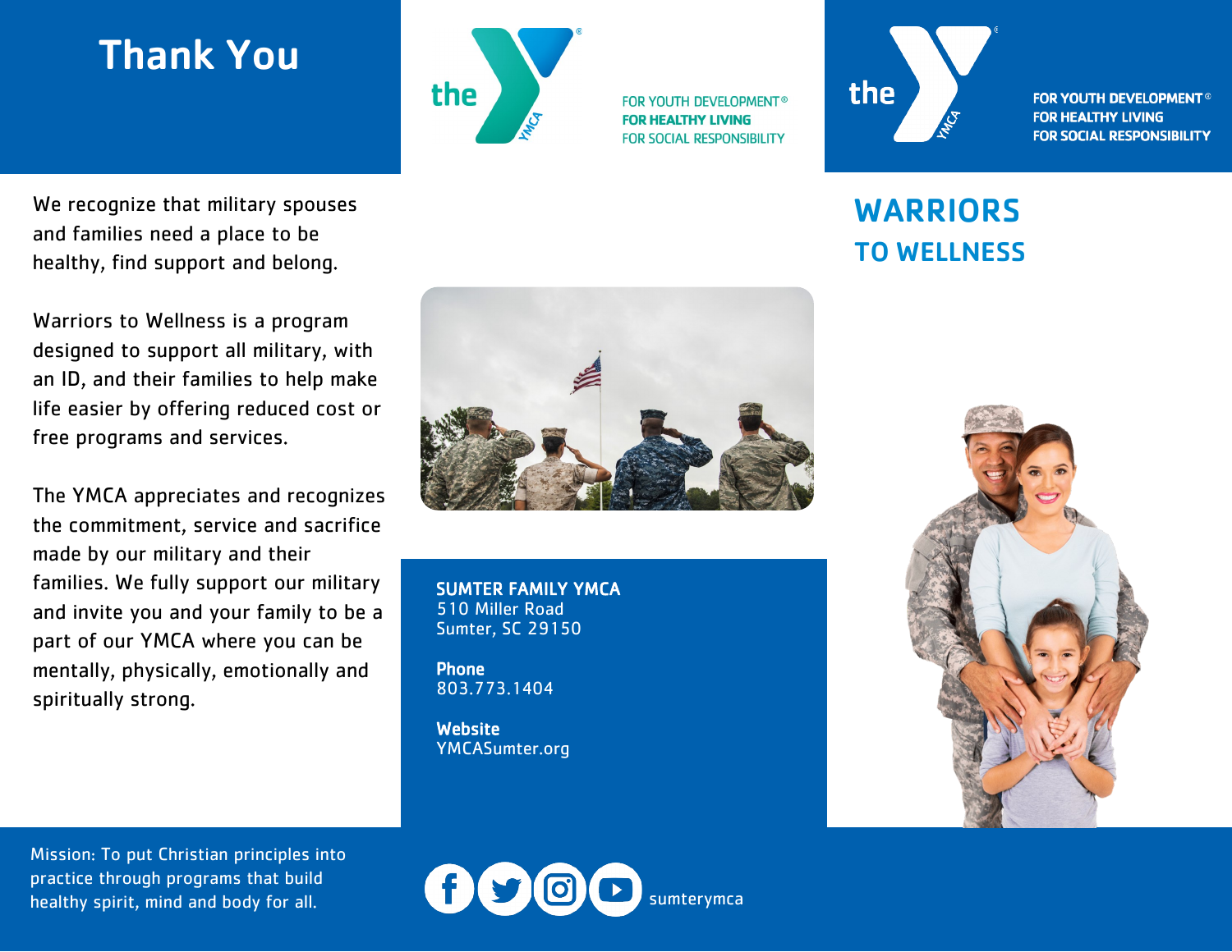# Thank You

We recognize that military spouses and families need a place to be healthy, find support and belong.

Warriors to Wellness is a program designed to support all military, with an ID, and their families to help make life easier by offering reduced cost or free programs and services.

The YMCA appreciates and recognizes the commitment, service and sacrifice made by our military and their families. We fully support our military and invite you and your family to be a part of our YMCA where you can be mentally, physically, emotionally and spiritually strong.

Mission: To put Christian principles into practice through programs that build healthy spirit, mind and body for all.

the YMCA

FOR YOUTH DEVELOPMENT®
**FOR HEALTHY LIVING**
FOR SOCIAL RESPONSIBILITY

**SUMTER FAMILY YMCA**
510 Miller Road
Sumter, SC 29150

**Phone**
803.773.1404

**Website**
YMCASumter.org

sumterymca

the YMCA

**FOR YOUTH DEVELOPMENT®**
**FOR HEALTHY LIVING**
**FOR SOCIAL RESPONSIBILITY**

# WARRIORS
## TO WELLNESS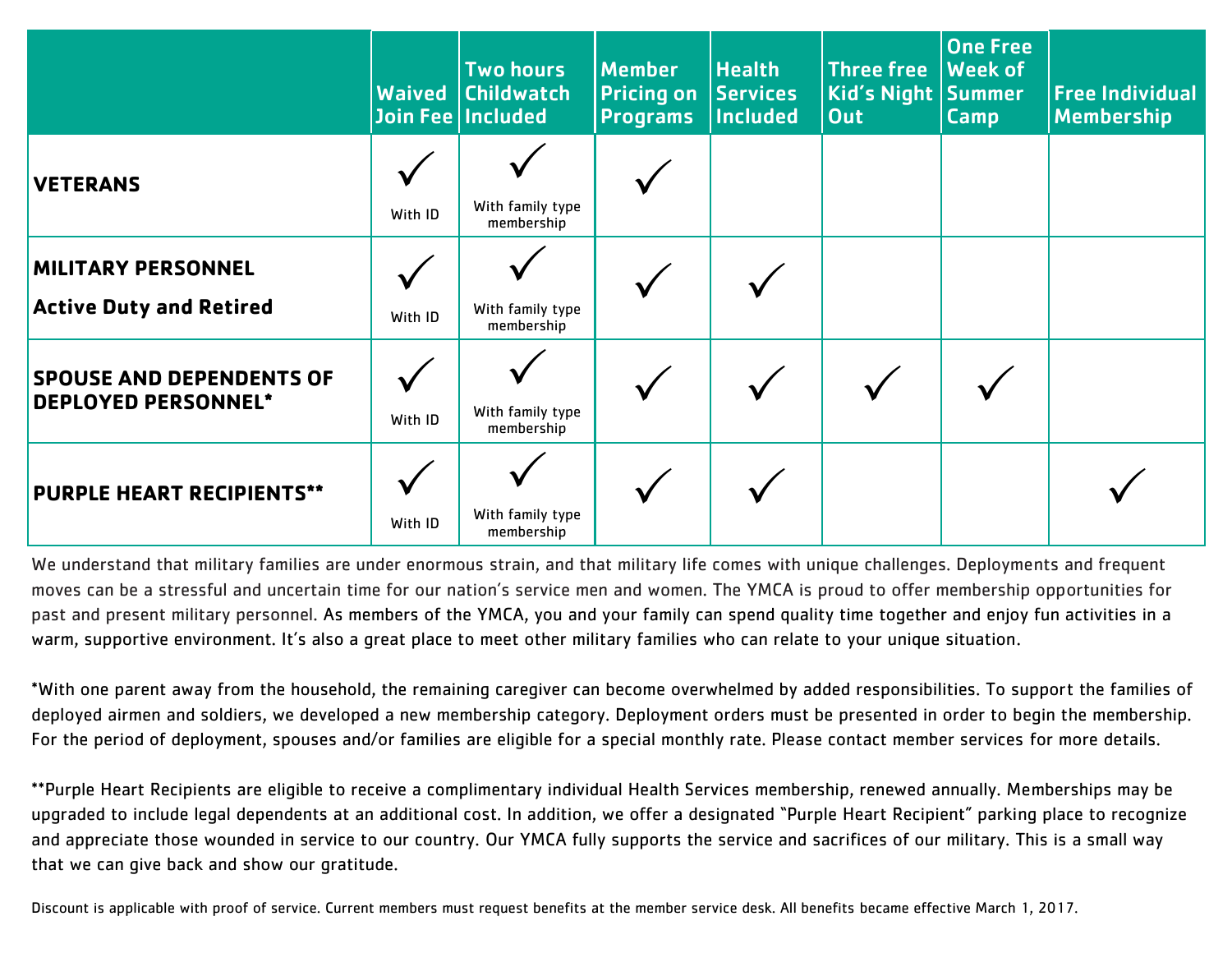| | Waived Join Fee | Two hours Childwatch Included | Member Pricing on Programs | Health Services Included | Three free Kid's Night Out | One Free Week of Summer Camp | Free Individual Membership |
|---|---|---|---|---|---|---|---|
| **VETERANS** | ✓ With ID | ✓ With family type membership | ✓ | | | | |
| **MILITARY PERSONNEL** **Active Duty and Retired** | ✓ With ID | ✓ With family type membership | ✓ | ✓ | | | |
| **SPOUSE AND DEPENDENTS OF DEPLOYED PERSONNEL*** | ✓ With ID | ✓ With family type membership | ✓ | ✓ | ✓ | ✓ | |
| **PURPLE HEART RECIPIENTS**** | ✓ With ID | ✓ With family type membership | ✓ | ✓ | | | ✓ |

We understand that military families are under enormous strain, and that military life comes with unique challenges. Deployments and frequent moves can be a stressful and uncertain time for our nation's service men and women. The YMCA is proud to offer membership opportunities for past and present military personnel. As members of the YMCA, you and your family can spend quality time together and enjoy fun activities in a warm, supportive environment. It's also a great place to meet other military families who can relate to your unique situation.

*With one parent away from the household, the remaining caregiver can become overwhelmed by added responsibilities. To support the families of deployed airmen and soldiers, we developed a new membership category. Deployment orders must be presented in order to begin the membership. For the period of deployment, spouses and/or families are eligible for a special monthly rate. Please contact member services for more details.

**Purple Heart Recipients are eligible to receive a complimentary individual Health Services membership, renewed annually. Memberships may be upgraded to include legal dependents at an additional cost. In addition, we offer a designated "Purple Heart Recipient" parking place to recognize and appreciate those wounded in service to our country. Our YMCA fully supports the service and sacrifices of our military. This is a small way that we can give back and show our gratitude.

Discount is applicable with proof of service. Current members must request benefits at the member service desk. All benefits became effective March 1, 2017.